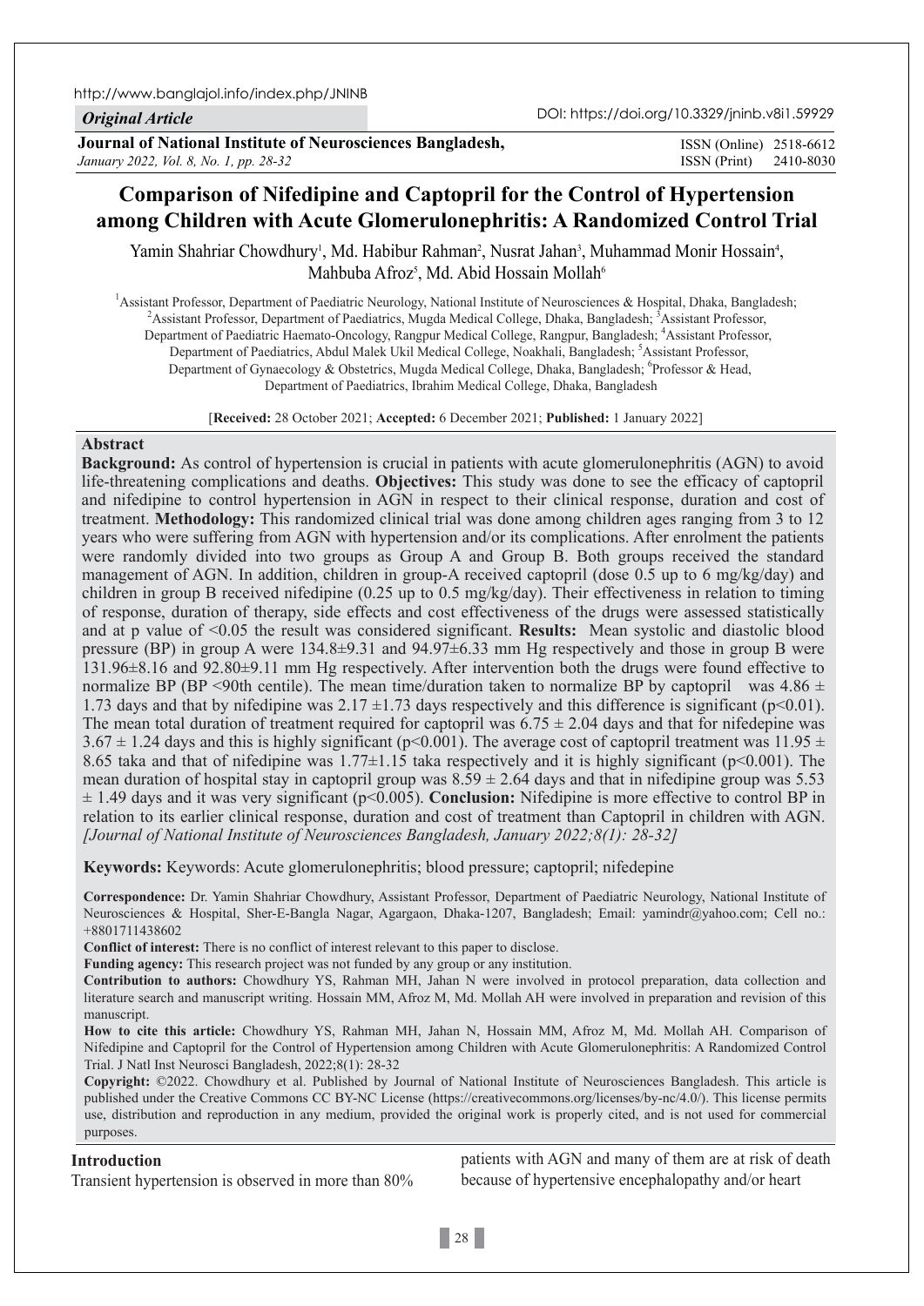*Original Article*

**Journal of National Institute of Neurosciences Bangladesh,**
*January 2022, Vol. 8, No. 1, pp. 28-32*

ISSN (Online) 2518-6612
ISSN (Print) 2410-8030

http://www.banglajol.info/index.php/JNINB

DOI: https://doi.org/10.3329/jninb.v8i1.59929

# Comparison of Nifedipine and Captopril for the Control of Hypertension among Children with Acute Glomerulonephritis: A Randomized Control Trial

Yamin Shahriar Chowdhury[1], Md. Habibur Rahman[2], Nusrat Jahan[3], Muhammad Monir Hossain[4], Mahbuba Afroz[5], Md. Abid Hossain Mollah[6]

[1]Assistant Professor, Department of Paediatric Neurology, National Institute of Neurosciences & Hospital, Dhaka, Bangladesh; [2]Assistant Professor, Department of Paediatrics, Mugda Medical College, Dhaka, Bangladesh; [3]Assistant Professor, Department of Paediatric Haemato-Oncology, Rangpur Medical College, Rangpur, Bangladesh; [4]Assistant Professor, Department of Paediatrics, Abdul Malek Ukil Medical College, Noakhali, Bangladesh; [5]Assistant Professor, Department of Gynaecology & Obstetrics, Mugda Medical College, Dhaka, Bangladesh; [6]Professor & Head, Department of Paediatrics, Ibrahim Medical College, Dhaka, Bangladesh

[**Received:** 28 October 2021; **Accepted:** 6 December 2021; **Published:** 1 January 2022]

## Abstract

**Background:** As control of hypertension is crucial in patients with acute glomerulonephritis (AGN) to avoid life-threatening complications and deaths. **Objectives:** This study was done to see the efficacy of captopril and nifedipine to control hypertension in AGN in respect to their clinical response, duration and cost of treatment. **Methodology:** This randomized clinical trial was done among children ages ranging from 3 to 12 years who were suffering from AGN with hypertension and/or its complications. After enrolment the patients were randomly divided into two groups as Group A and Group B. Both groups received the standard management of AGN. In addition, children in group-A received captopril (dose 0.5 up to 6 mg/kg/day) and children in group B received nifedipine (0.25 up to 0.5 mg/kg/day). Their effectiveness in relation to timing of response, duration of therapy, side effects and cost effectiveness of the drugs were assessed statistically and at p value of <0.05 the result was considered significant. **Results:** Mean systolic and diastolic blood pressure (BP) in group A were 134.8±9.31 and 94.97±6.33 mm Hg respectively and those in group B were 131.96±8.16 and 92.80±9.11 mm Hg respectively. After intervention both the drugs were found effective to normalize BP (BP <90th centile). The mean time/duration taken to normalize BP by captopril was 4.86 ± 1.73 days and that by nifedipine was 2.17 ±1.73 days respectively and this difference is significant (p<0.01). The mean total duration of treatment required for captopril was 6.75 ± 2.04 days and that for nifedepine was 3.67 ± 1.24 days and this is highly significant (p<0.001). The average cost of captopril treatment was 11.95 ± 8.65 taka and that of nifedipine was 1.77±1.15 taka respectively and it is highly significant (p<0.001). The mean duration of hospital stay in captopril group was 8.59 ± 2.64 days and that in nifedipine group was 5.53 ± 1.49 days and it was very significant (p<0.005). **Conclusion:** Nifedipine is more effective to control BP in relation to its earlier clinical response, duration and cost of treatment than Captopril in children with AGN. *[Journal of National Institute of Neurosciences Bangladesh, January 2022;8(1): 28-32]*

**Keywords:** Keywords: Acute glomerulonephritis; blood pressure; captopril; nifedepine

**Correspondence:** Dr. Yamin Shahriar Chowdhury, Assistant Professor, Department of Paediatric Neurology, National Institute of Neurosciences & Hospital, Sher-E-Bangla Nagar, Agargaon, Dhaka-1207, Bangladesh; Email: yamindr@yahoo.com; Cell no.: +8801711438602

**Conflict of interest:** There is no conflict of interest relevant to this paper to disclose.

**Funding agency:** This research project was not funded by any group or any institution.

**Contribution to authors:** Chowdhury YS, Rahman MH, Jahan N were involved in protocol preparation, data collection and literature search and manuscript writing. Hossain MM, Afroz M, Md. Mollah AH were involved in preparation and revision of this manuscript.

**How to cite this article:** Chowdhury YS, Rahman MH, Jahan N, Hossain MM, Afroz M, Md. Mollah AH. Comparison of Nifedipine and Captopril for the Control of Hypertension among Children with Acute Glomerulonephritis: A Randomized Control Trial. J Natl Inst Neurosci Bangladesh, 2022;8(1): 28-32

**Copyright:** ©2022. Chowdhury et al. Published by Journal of National Institute of Neurosciences Bangladesh. This article is published under the Creative Commons CC BY-NC License (https://creativecommons.org/licenses/by-nc/4.0/). This license permits use, distribution and reproduction in any medium, provided the original work is properly cited, and is not used for commercial purposes.

## Introduction

Transient hypertension is observed in more than 80% patients with AGN and many of them are at risk of death because of hypertensive encephalopathy and/or heart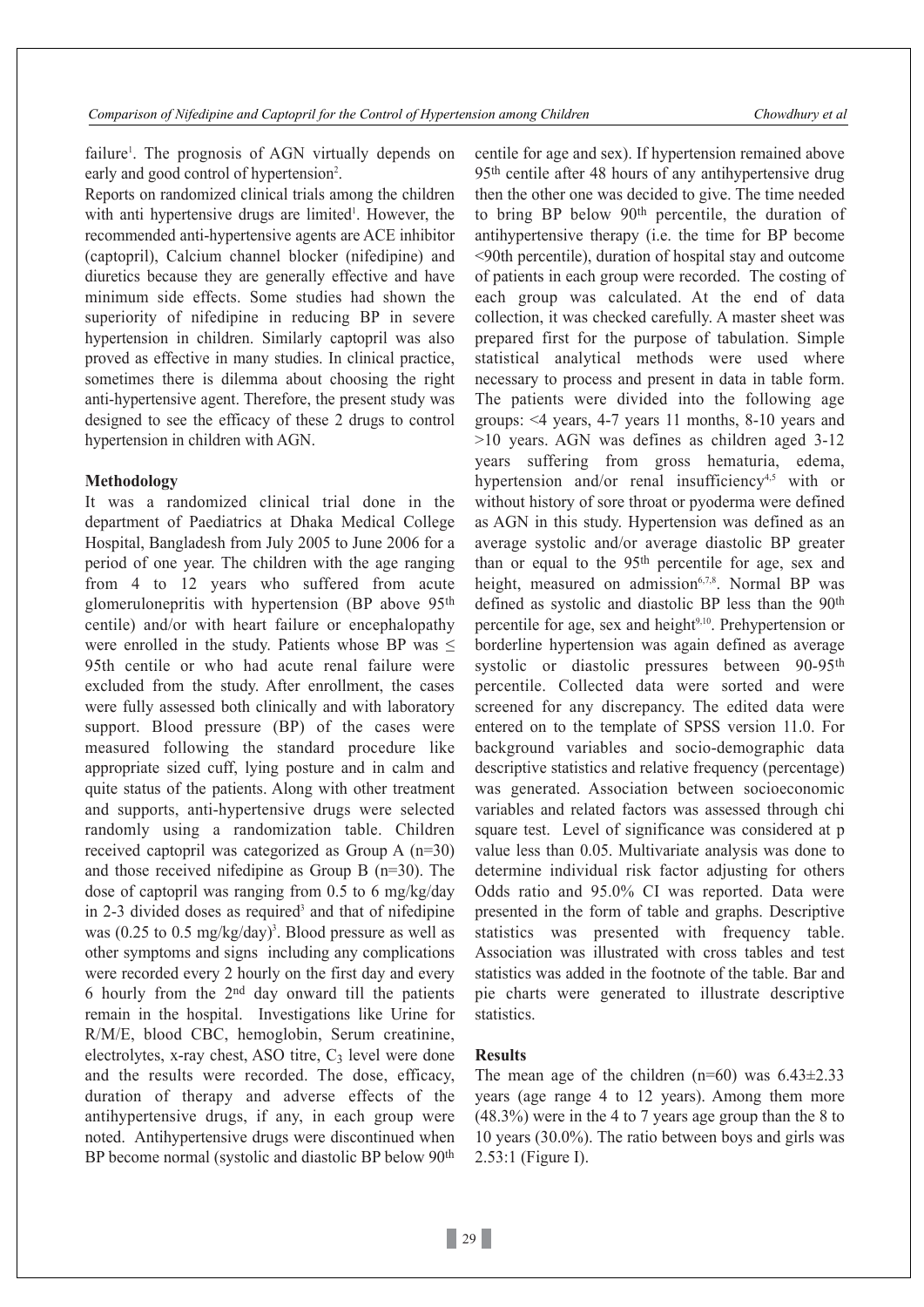failure[1]. The prognosis of AGN virtually depends on early and good control of hypertension[2].

Reports on randomized clinical trials among the children with anti hypertensive drugs are limited[1]. However, the recommended anti-hypertensive agents are ACE inhibitor (captopril), Calcium channel blocker (nifedipine) and diuretics because they are generally effective and have minimum side effects. Some studies had shown the superiority of nifedipine in reducing BP in severe hypertension in children. Similarly captopril was also proved as effective in many studies. In clinical practice, sometimes there is dilemma about choosing the right anti-hypertensive agent. Therefore, the present study was designed to see the efficacy of these 2 drugs to control hypertension in children with AGN.

**Methodology**

It was a randomized clinical trial done in the department of Paediatrics at Dhaka Medical College Hospital, Bangladesh from July 2005 to June 2006 for a period of one year. The children with the age ranging from 4 to 12 years who suffered from acute glomerulonepritis with hypertension (BP above 95th centile) and/or with heart failure or encephalopathy were enrolled in the study. Patients whose BP was ≤ 95th centile or who had acute renal failure were excluded from the study. After enrollment, the cases were fully assessed both clinically and with laboratory support. Blood pressure (BP) of the cases were measured following the standard procedure like appropriate sized cuff, lying posture and in calm and quite status of the patients. Along with other treatment and supports, anti-hypertensive drugs were selected randomly using a randomization table. Children received captopril was categorized as Group A (n=30) and those received nifedipine as Group B (n=30). The dose of captopril was ranging from 0.5 to 6 mg/kg/day in 2-3 divided doses as required[3] and that of nifedipine was (0.25 to 0.5 mg/kg/day)[3]. Blood pressure as well as other symptoms and signs including any complications were recorded every 2 hourly on the first day and every 6 hourly from the 2nd day onward till the patients remain in the hospital. Investigations like Urine for R/M/E, blood CBC, hemoglobin, Serum creatinine, electrolytes, x-ray chest, ASO titre, $C_3$ level were done and the results were recorded. The dose, efficacy, duration of therapy and adverse effects of the antihypertensive drugs, if any, in each group were noted. Antihypertensive drugs were discontinued when BP become normal (systolic and diastolic BP below 90th centile for age and sex). If hypertension remained above 95th centile after 48 hours of any antihypertensive drug then the other one was decided to give. The time needed to bring BP below 90th percentile, the duration of antihypertensive therapy (i.e. the time for BP become <90th percentile), duration of hospital stay and outcome of patients in each group were recorded. The costing of each group was calculated. At the end of data collection, it was checked carefully. A master sheet was prepared first for the purpose of tabulation. Simple statistical analytical methods were used where necessary to process and present in data in table form. The patients were divided into the following age groups: <4 years, 4-7 years 11 months, 8-10 years and >10 years. AGN was defines as children aged 3-12 years suffering from gross hematuria, edema, hypertension and/or renal insufficiency[4,5] with or without history of sore throat or pyoderma were defined as AGN in this study. Hypertension was defined as an average systolic and/or average diastolic BP greater than or equal to the 95th percentile for age, sex and height, measured on admission[6,7,8]. Normal BP was defined as systolic and diastolic BP less than the 90th percentile for age, sex and height[9,10]. Prehypertension or borderline hypertension was again defined as average systolic or diastolic pressures between 90-95th percentile. Collected data were sorted and were screened for any discrepancy. The edited data were entered on to the template of SPSS version 11.0. For background variables and socio-demographic data descriptive statistics and relative frequency (percentage) was generated. Association between socioeconomic variables and related factors was assessed through chi square test. Level of significance was considered at p value less than 0.05. Multivariate analysis was done to determine individual risk factor adjusting for others Odds ratio and 95.0% CI was reported. Data were presented in the form of table and graphs. Descriptive statistics was presented with frequency table. Association was illustrated with cross tables and test statistics was added in the footnote of the table. Bar and pie charts were generated to illustrate descriptive statistics.

**Results**

The mean age of the children (n=60) was 6.43±2.33 years (age range 4 to 12 years). Among them more (48.3%) were in the 4 to 7 years age group than the 8 to 10 years (30.0%). The ratio between boys and girls was 2.53:1 (Figure I).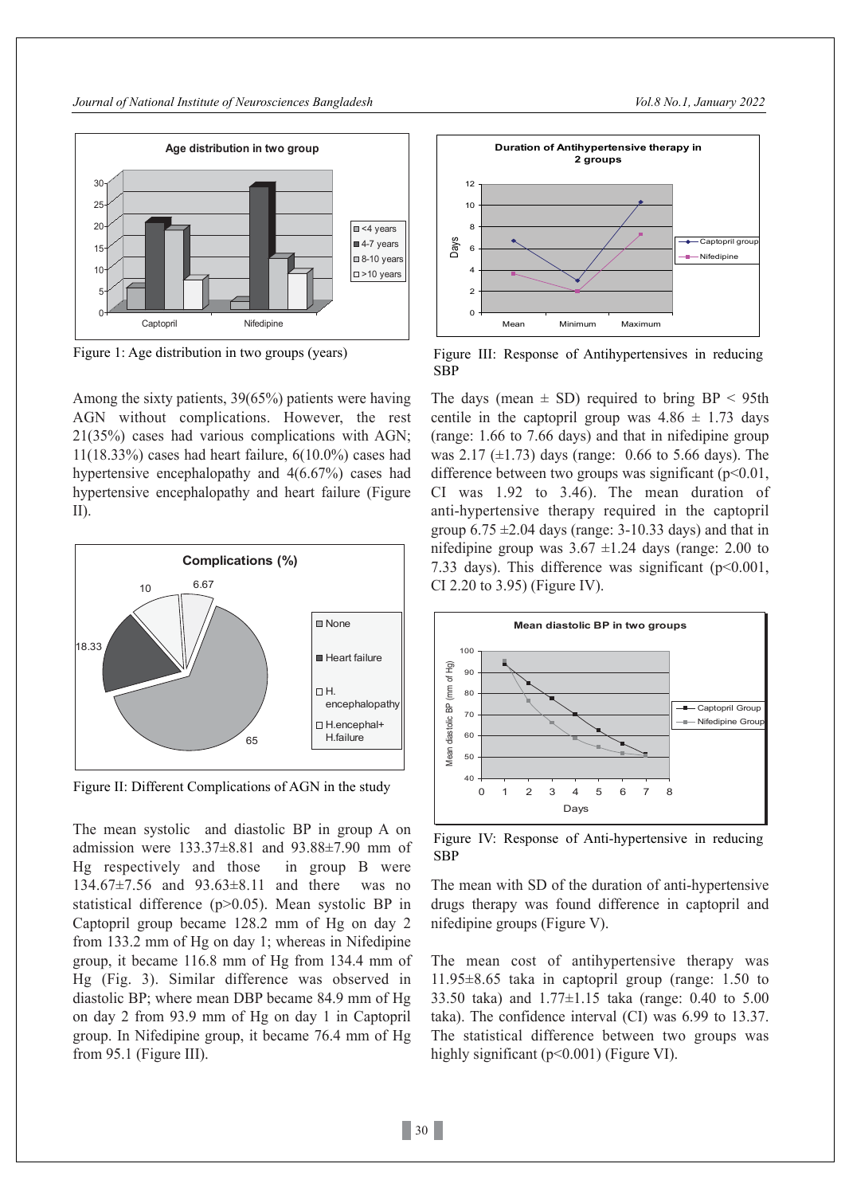Figure 1: Age distribution in two groups (years)

Among the sixty patients, 39(65%) patients were having AGN without complications. However, the rest 21(35%) cases had various complications with AGN; 11(18.33%) cases had heart failure, 6(10.0%) cases had hypertensive encephalopathy and 4(6.67%) cases had hypertensive encephalopathy and heart failure (Figure II).

Figure II: Different Complications of AGN in the study

The mean systolic and diastolic BP in group A on admission were 133.37±8.81 and 93.88±7.90 mm of Hg respectively and those in group B were 134.67±7.56 and 93.63±8.11 and there was no statistical difference ($p>0.05$). Mean systolic BP in Captopril group became 128.2 mm of Hg on day 2 from 133.2 mm of Hg on day 1; whereas in Nifedipine group, it became 116.8 mm of Hg from 134.4 mm of Hg (Fig. 3). Similar difference was observed in diastolic BP; where mean DBP became 84.9 mm of Hg on day 2 from 93.9 mm of Hg on day 1 in Captopril group. In Nifedipine group, it became 76.4 mm of Hg from 95.1 (Figure III).

Figure III: Response of Antihypertensives in reducing SBP

The days (mean ± SD) required to bring BP < 95th centile in the captopril group was 4.86 ± 1.73 days (range: 1.66 to 7.66 days) and that in nifedipine group was 2.17 (±1.73) days (range: 0.66 to 5.66 days). The difference between two groups was significant ($p<0.01$, CI was 1.92 to 3.46). The mean duration of anti-hypertensive therapy required in the captopril group 6.75 ±2.04 days (range: 3-10.33 days) and that in nifedipine group was 3.67 ±1.24 days (range: 2.00 to 7.33 days). This difference was significant ($p<0.001$, CI 2.20 to 3.95) (Figure IV).

Figure IV: Response of Anti-hypertensive in reducing SBP

The mean with SD of the duration of anti-hypertensive drugs therapy was found difference in captopril and nifedipine groups (Figure V).

The mean cost of antihypertensive therapy was 11.95±8.65 taka in captopril group (range: 1.50 to 33.50 taka) and 1.77±1.15 taka (range: 0.40 to 5.00 taka). The confidence interval (CI) was 6.99 to 13.37. The statistical difference between two groups was highly significant ($p<0.001$) (Figure VI).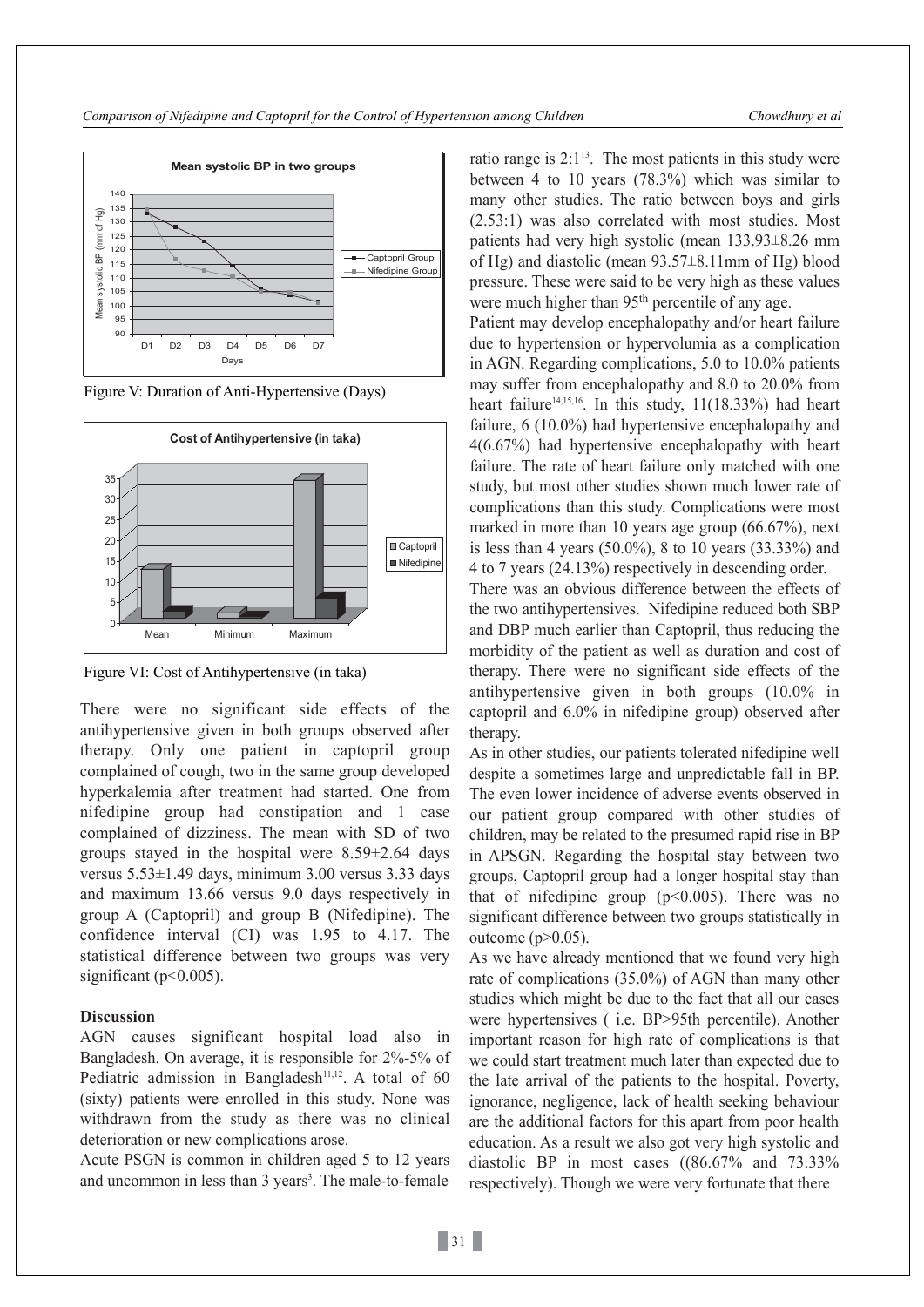Figure V: Duration of Anti-Hypertensive (Days)

Figure VI: Cost of Antihypertensive (in taka)

There were no significant side effects of the antihypertensive given in both groups observed after therapy. Only one patient in captopril group complained of cough, two in the same group developed hyperkalemia after treatment had started. One from nifedipine group had constipation and 1 case complained of dizziness. The mean with SD of two groups stayed in the hospital were 8.59±2.64 days versus 5.53±1.49 days, minimum 3.00 versus 3.33 days and maximum 13.66 versus 9.0 days respectively in group A (Captopril) and group B (Nifedipine). The confidence interval (CI) was 1.95 to 4.17. The statistical difference between two groups was very significant ($p<0.005$).

## Discussion

AGN causes significant hospital load also in Bangladesh. On average, it is responsible for 2%-5% of Pediatric admission in Bangladesh[11,12]. A total of 60 (sixty) patients were enrolled in this study. None was withdrawn from the study as there was no clinical deterioration or new complications arose.

Acute PSGN is common in children aged 5 to 12 years and uncommon in less than 3 years[3]. The male-to-female ratio range is 2:1[13]. The most patients in this study were between 4 to 10 years (78.3%) which was similar to many other studies. The ratio between boys and girls (2.53:1) was also correlated with most studies. Most patients had very high systolic (mean 133.93±8.26 mm of Hg) and diastolic (mean 93.57±8.11mm of Hg) blood pressure. These were said to be very high as these values were much higher than 95th percentile of any age.

Patient may develop encephalopathy and/or heart failure due to hypertension or hypervolumia as a complication in AGN. Regarding complications, 5.0 to 10.0% patients may suffer from encephalopathy and 8.0 to 20.0% from heart failure[14,15,16]. In this study, 11(18.33%) had heart failure, 6 (10.0%) had hypertensive encephalopathy and 4(6.67%) had hypertensive encephalopathy with heart failure. The rate of heart failure only matched with one study, but most other studies shown much lower rate of complications than this study. Complications were most marked in more than 10 years age group (66.67%), next is less than 4 years (50.0%), 8 to 10 years (33.33%) and 4 to 7 years (24.13%) respectively in descending order.

There was an obvious difference between the effects of the two antihypertensives. Nifedipine reduced both SBP and DBP much earlier than Captopril, thus reducing the morbidity of the patient as well as duration and cost of therapy. There were no significant side effects of the antihypertensive given in both groups (10.0% in captopril and 6.0% in nifedipine group) observed after therapy.

As in other studies, our patients tolerated nifedipine well despite a sometimes large and unpredictable fall in BP. The even lower incidence of adverse events observed in our patient group compared with other studies of children, may be related to the presumed rapid rise in BP in APSGN. Regarding the hospital stay between two groups, Captopril group had a longer hospital stay than that of nifedipine group ($p<0.005$). There was no significant difference between two groups statistically in outcome ($p>0.05$).

As we have already mentioned that we found very high rate of complications (35.0%) of AGN than many other studies which might be due to the fact that all our cases were hypertensives ( i.e. BP>95th percentile). Another important reason for high rate of complications is that we could start treatment much later than expected due to the late arrival of the patients to the hospital. Poverty, ignorance, negligence, lack of health seeking behaviour are the additional factors for this apart from poor health education. As a result we also got very high systolic and diastolic BP in most cases ((86.67% and 73.33% respectively). Though we were very fortunate that there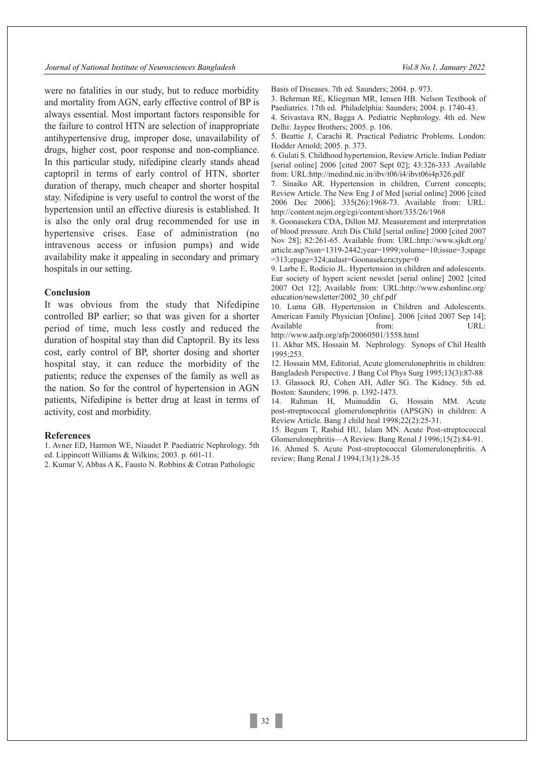were no fatalities in our study, but to reduce morbidity and mortality from AGN, early effective control of BP is always essential. Most important factors responsible for the failure to control HTN are selection of inappropriate antihypertensive drug, improper dose, unavailability of drugs, higher cost, poor response and non-compliance. In this particular study, nifedipine clearly stands ahead captopril in terms of early control of HTN, shorter duration of therapy, much cheaper and shorter hospital stay. Nifedipine is very useful to control the worst of the hypertension until an effective diuresis is established. It is also the only oral drug recommended for use in hypertensive crises. Ease of administration (no intravenous access or infusion pumps) and wide availability make it appealing in secondary and primary hospitals in our setting.

### Conclusion

It was obvious from the study that Nifedipine controlled BP earlier; so that was given for a shorter period of time, much less costly and reduced the duration of hospital stay than did Captopril. By its less cost, early control of BP, shorter dosing and shorter hospital stay, it can reduce the morbidity of the patients; reduce the expenses of the family as well as the nation. So for the control of hypertension in AGN patients, Nifedipine is better drug at least in terms of activity, cost and morbidity.

### References

1. Avner ED, Harmon WE, Niaudet P. Paediatric Nephrology. 5th ed. Lippincott Williams & Wilkins; 2003. p. 601-11.
2. Kumar V, Abbas A K, Fausto N. Robbins & Cotran Pathologic Basis of Diseases. 7th ed. Saunders; 2004. p. 973.
3. Behrman RE, Kliegman MR, Iensen HB. Nelson Textbook of Paediatrics. 17th ed. Philadelphia: Saunders; 2004. p. 1740-43.
4. Srivastava RN, Bagga A. Pediatric Nephrology. 4th ed. New Delhi: Jaypee Brothers; 2005. p. 106.
5. Beattie J, Carachi R. Practical Pediatric Problems. London: Hodder Arnold; 2005. p. 373.
6. Gulati S. Childhood hypertension, Review Article. Indian Pediatr [serial online] 2006 [cited 2007 Sept 02]; 43:326-333 .Available from: URL:http://medind.nic.in/ibv/t06/i4/ibvt06i4p326.pdf
7. Sinaiko AR. Hypertension in children, Current concepts; Review Article. The New Eng J of Med [serial online] 2006 [cited 2006 Dec 2006]; 335(26):1968-73. Available from: URL: http://content.nejm.org/cgi/content/short/335/26/1968
8. Goonasekera CDA, Dillon MJ. Measurement and interpretation of blood pressure. Arch Dis Child [serial online] 2000 [cited 2007 Nov 28]; 82:261-65. Available from: URL:http://www.sjkdt.org/article.asp?issn=1319-2442;year=1999;volume=10;issue=3;spage=313;epage=324;aulast=Goonasekera;type=0
9. Larbe E, Rodicio JL. Hypertension in children and adolescents. Eur society of hypert scient newslet [serial online] 2002 [cited 2007 Oct 12]; Available from: URL:http://www.eshonline.org/education/newsletter/2002_30_chf.pdf
10. Luma GB. Hypertension in Children and Adolescents. American Family Physician [Online]. 2006 [cited 2007 Sep 14]; Available from: URL: http://www.aafp.org/afp/20060501/1558.html
11. Akbar MS, Hossain M. Nephrology. Synops of Chil Health 1995;253.
12. Hossain MM, Editorial, Acute glomerulonephritis in children: Bangladesh Perspective. J Bang Col Phys Surg 1995;13(3):87-88
13. Glassock RJ, Cohen AH, Adler SG. The Kidney. 5th ed. Boston: Saunders; 1996. p. 1392-1473.
14. Rahman H, Muinuddin G, Hossain MM. Acute post-streptococcal glomerulonephritis (APSGN) in children: A Review Article. Bang J child heal 1998;22(2):25-31.
15. Begum T, Rashid HU, Islam MN. Acute Post-streptococcal Glomerulonephritis—A Review. Bang Renal J 1996;15(2):84-91.
16. Ahmed S. Acute Post-streptococcal Glomerulonephritis. A review; Bang Renal J 1994;13(1):28-35